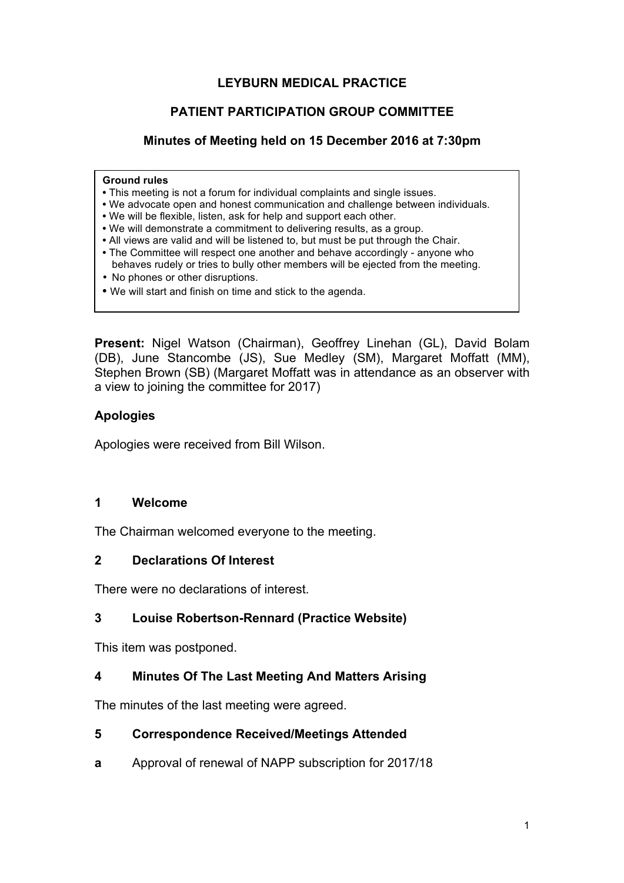# LEYBURN MEDICAL PRACTICE

## PATIENT PARTICIPATION GROUP COMMITTEE

### Minutes of Meeting held on 15 December 2016 at 7:30pm

> **Ground rules**
> - This meeting is not a forum for individual complaints and single issues.
> - We advocate open and honest communication and challenge between individuals.
> - We will be flexible, listen, ask for help and support each other.
> - We will demonstrate a commitment to delivering results, as a group.
> - All views are valid and will be listened to, but must be put through the Chair.
> - The Committee will respect one another and behave accordingly - anyone who behaves rudely or tries to bully other members will be ejected from the meeting.
> - No phones or other disruptions.
> - We will start and finish on time and stick to the agenda.

**Present:** Nigel Watson (Chairman), Geoffrey Linehan (GL), David Bolam (DB), June Stancombe (JS), Sue Medley (SM), Margaret Moffatt (MM), Stephen Brown (SB) (Margaret Moffatt was in attendance as an observer with a view to joining the committee for 2017)

**Apologies**

Apologies were received from Bill Wilson.

**1 Welcome**

The Chairman welcomed everyone to the meeting.

**2 Declarations Of Interest**

There were no declarations of interest.

**3 Louise Robertson-Rennard (Practice Website)**

This item was postponed.

**4 Minutes Of The Last Meeting And Matters Arising**

The minutes of the last meeting were agreed.

**5 Correspondence Received/Meetings Attended**

**a** Approval of renewal of NAPP subscription for 2017/18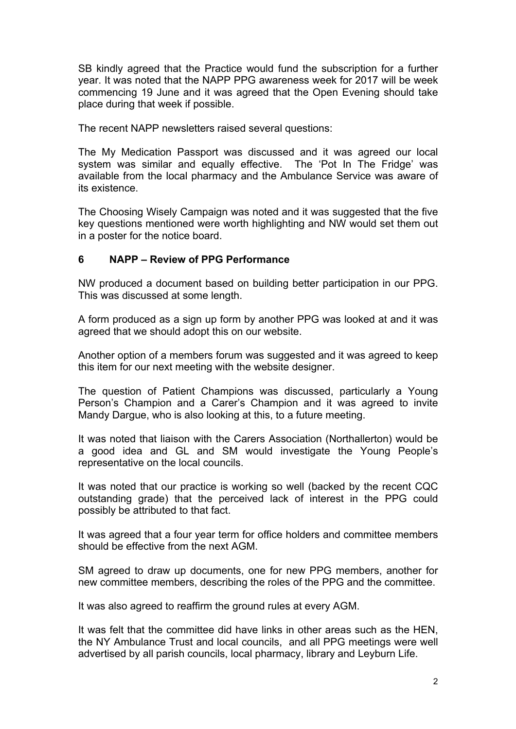SB kindly agreed that the Practice would fund the subscription for a further year. It was noted that the NAPP PPG awareness week for 2017 will be week commencing 19 June and it was agreed that the Open Evening should take place during that week if possible.

The recent NAPP newsletters raised several questions:

The My Medication Passport was discussed and it was agreed our local system was similar and equally effective. The 'Pot In The Fridge' was available from the local pharmacy and the Ambulance Service was aware of its existence.

The Choosing Wisely Campaign was noted and it was suggested that the five key questions mentioned were worth highlighting and NW would set them out in a poster for the notice board.

### 6 NAPP – Review of PPG Performance

NW produced a document based on building better participation in our PPG. This was discussed at some length.

A form produced as a sign up form by another PPG was looked at and it was agreed that we should adopt this on our website.

Another option of a members forum was suggested and it was agreed to keep this item for our next meeting with the website designer.

The question of Patient Champions was discussed, particularly a Young Person's Champion and a Carer's Champion and it was agreed to invite Mandy Dargue, who is also looking at this, to a future meeting.

It was noted that liaison with the Carers Association (Northallerton) would be a good idea and GL and SM would investigate the Young People's representative on the local councils.

It was noted that our practice is working so well (backed by the recent CQC outstanding grade) that the perceived lack of interest in the PPG could possibly be attributed to that fact.

It was agreed that a four year term for office holders and committee members should be effective from the next AGM.

SM agreed to draw up documents, one for new PPG members, another for new committee members, describing the roles of the PPG and the committee.

It was also agreed to reaffirm the ground rules at every AGM.

It was felt that the committee did have links in other areas such as the HEN, the NY Ambulance Trust and local councils, and all PPG meetings were well advertised by all parish councils, local pharmacy, library and Leyburn Life.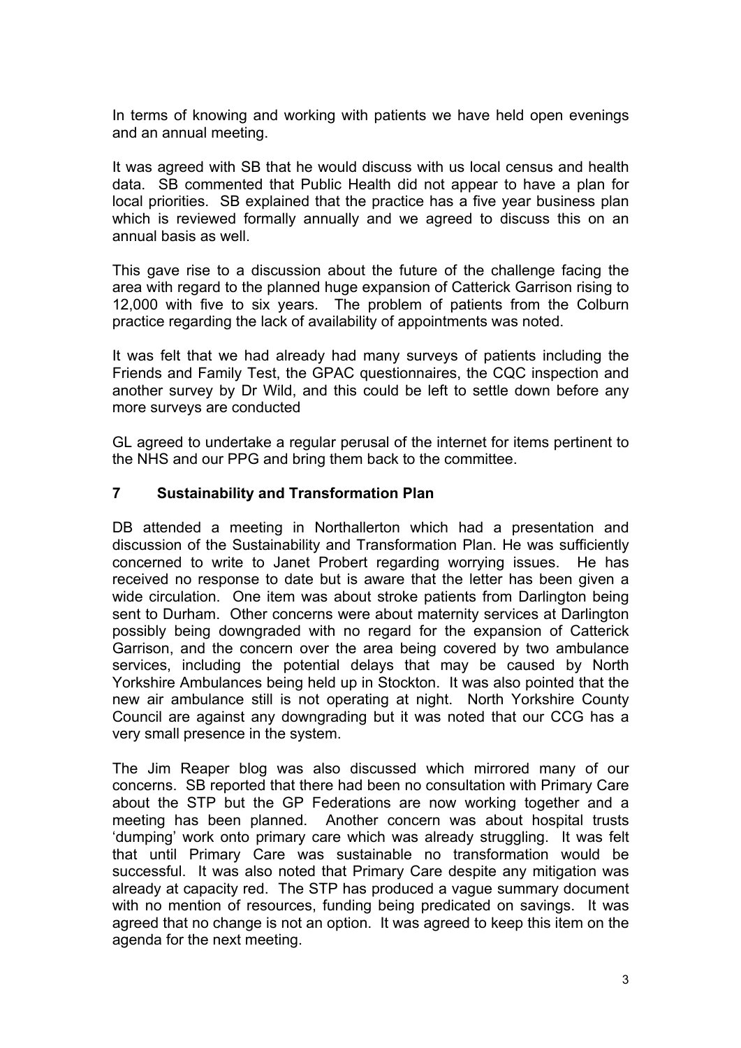In terms of knowing and working with patients we have held open evenings and an annual meeting.

It was agreed with SB that he would discuss with us local census and health data. SB commented that Public Health did not appear to have a plan for local priorities. SB explained that the practice has a five year business plan which is reviewed formally annually and we agreed to discuss this on an annual basis as well.

This gave rise to a discussion about the future of the challenge facing the area with regard to the planned huge expansion of Catterick Garrison rising to 12,000 with five to six years. The problem of patients from the Colburn practice regarding the lack of availability of appointments was noted.

It was felt that we had already had many surveys of patients including the Friends and Family Test, the GPAC questionnaires, the CQC inspection and another survey by Dr Wild, and this could be left to settle down before any more surveys are conducted

GL agreed to undertake a regular perusal of the internet for items pertinent to the NHS and our PPG and bring them back to the committee.

## 7 Sustainability and Transformation Plan

DB attended a meeting in Northallerton which had a presentation and discussion of the Sustainability and Transformation Plan. He was sufficiently concerned to write to Janet Probert regarding worrying issues. He has received no response to date but is aware that the letter has been given a wide circulation. One item was about stroke patients from Darlington being sent to Durham. Other concerns were about maternity services at Darlington possibly being downgraded with no regard for the expansion of Catterick Garrison, and the concern over the area being covered by two ambulance services, including the potential delays that may be caused by North Yorkshire Ambulances being held up in Stockton. It was also pointed that the new air ambulance still is not operating at night. North Yorkshire County Council are against any downgrading but it was noted that our CCG has a very small presence in the system.

The Jim Reaper blog was also discussed which mirrored many of our concerns. SB reported that there had been no consultation with Primary Care about the STP but the GP Federations are now working together and a meeting has been planned. Another concern was about hospital trusts 'dumping' work onto primary care which was already struggling. It was felt that until Primary Care was sustainable no transformation would be successful. It was also noted that Primary Care despite any mitigation was already at capacity red. The STP has produced a vague summary document with no mention of resources, funding being predicated on savings. It was agreed that no change is not an option. It was agreed to keep this item on the agenda for the next meeting.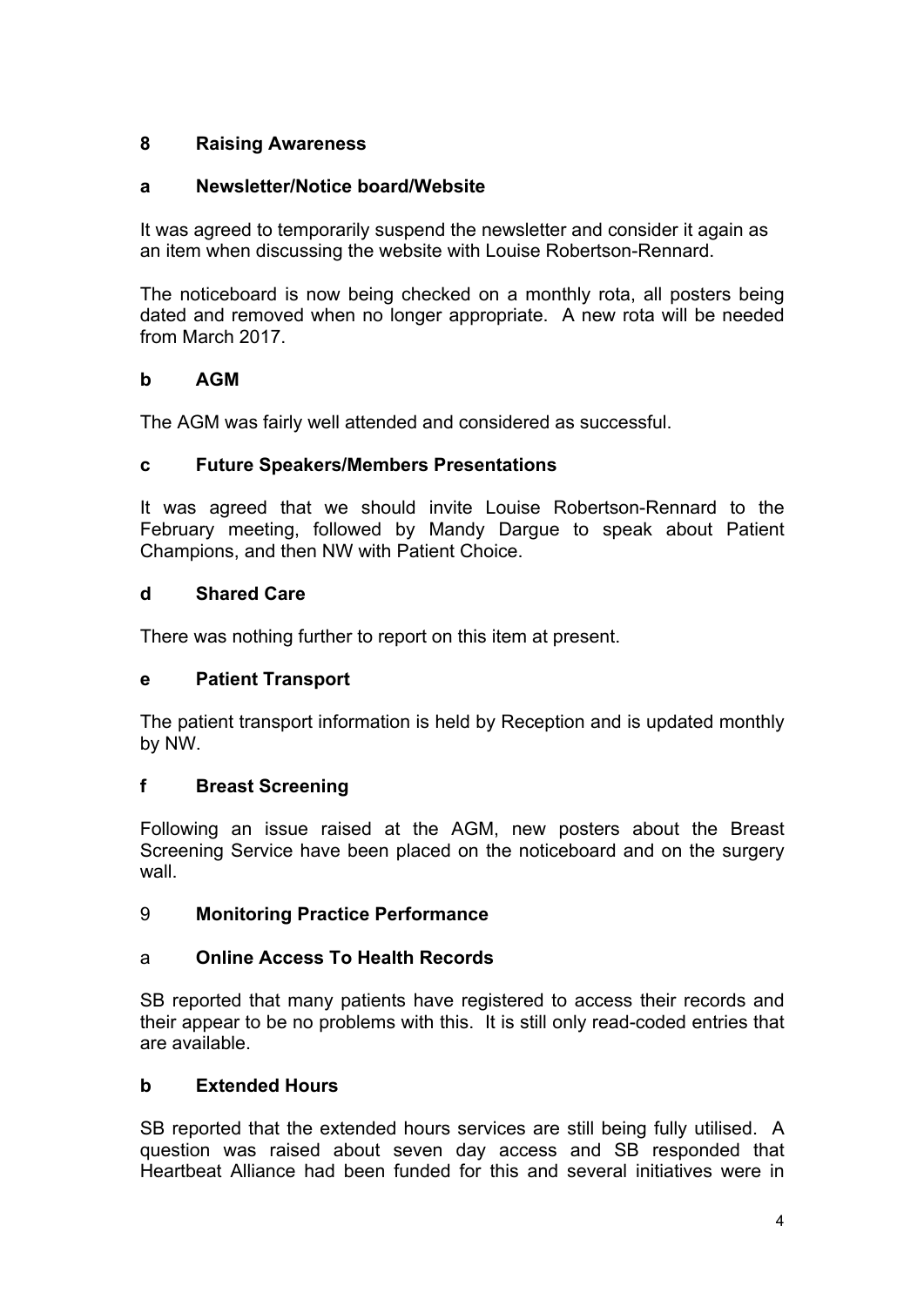## 8 Raising Awareness

### a Newsletter/Notice board/Website

It was agreed to temporarily suspend the newsletter and consider it again as an item when discussing the website with Louise Robertson-Rennard.

The noticeboard is now being checked on a monthly rota, all posters being dated and removed when no longer appropriate. A new rota will be needed from March 2017.

### b AGM

The AGM was fairly well attended and considered as successful.

### c Future Speakers/Members Presentations

It was agreed that we should invite Louise Robertson-Rennard to the February meeting, followed by Mandy Dargue to speak about Patient Champions, and then NW with Patient Choice.

### d Shared Care

There was nothing further to report on this item at present.

### e Patient Transport

The patient transport information is held by Reception and is updated monthly by NW.

### f Breast Screening

Following an issue raised at the AGM, new posters about the Breast Screening Service have been placed on the noticeboard and on the surgery wall.

## 9 Monitoring Practice Performance

### a Online Access To Health Records

SB reported that many patients have registered to access their records and their appear to be no problems with this. It is still only read-coded entries that are available.

### b Extended Hours

SB reported that the extended hours services are still being fully utilised. A question was raised about seven day access and SB responded that Heartbeat Alliance had been funded for this and several initiatives were in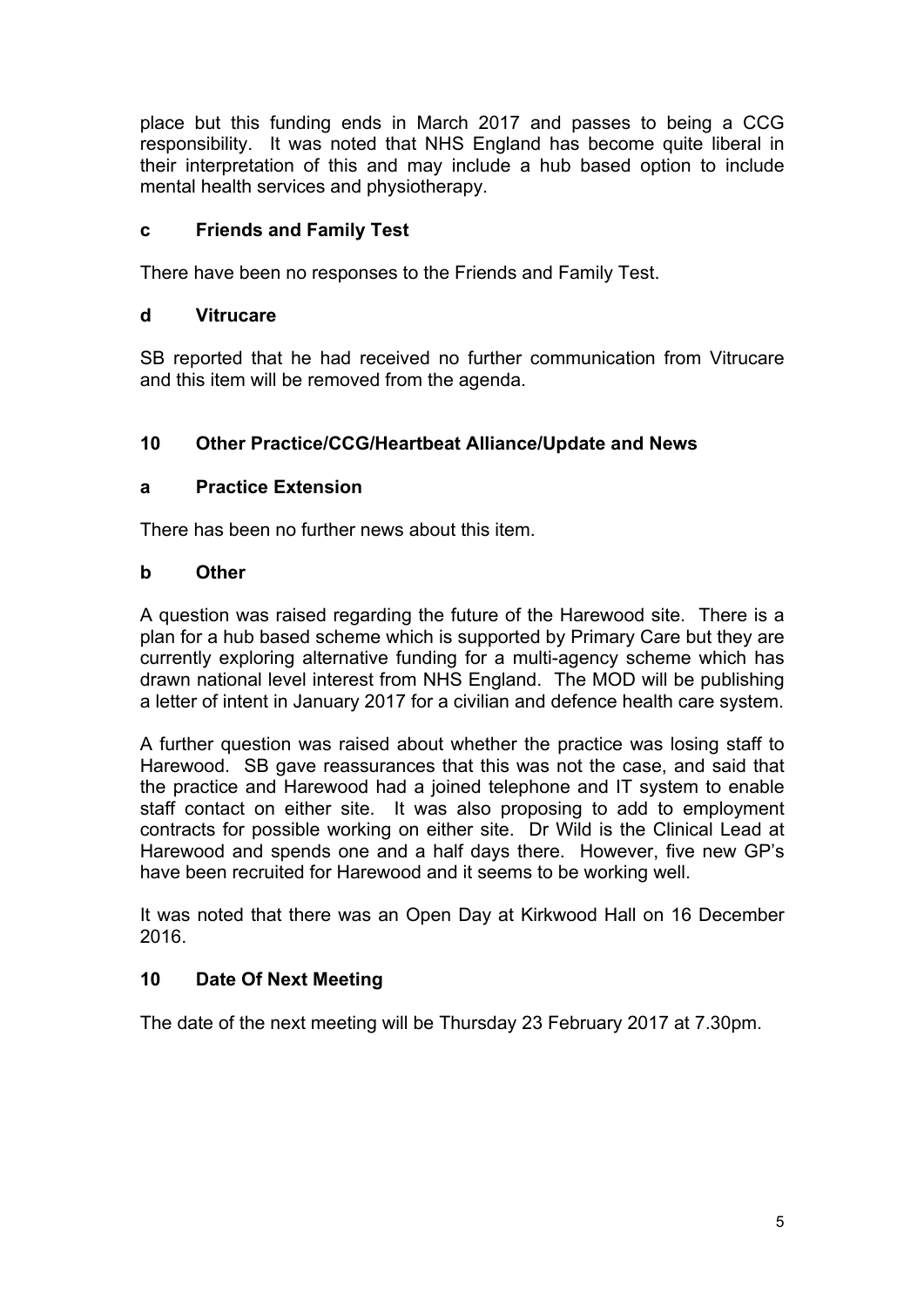place but this funding ends in March 2017 and passes to being a CCG responsibility. It was noted that NHS England has become quite liberal in their interpretation of this and may include a hub based option to include mental health services and physiotherapy.

### c Friends and Family Test

There have been no responses to the Friends and Family Test.

### d Vitrucare

SB reported that he had received no further communication from Vitrucare and this item will be removed from the agenda.

## 10 Other Practice/CCG/Heartbeat Alliance/Update and News

### a Practice Extension

There has been no further news about this item.

### b Other

A question was raised regarding the future of the Harewood site. There is a plan for a hub based scheme which is supported by Primary Care but they are currently exploring alternative funding for a multi-agency scheme which has drawn national level interest from NHS England. The MOD will be publishing a letter of intent in January 2017 for a civilian and defence health care system.

A further question was raised about whether the practice was losing staff to Harewood. SB gave reassurances that this was not the case, and said that the practice and Harewood had a joined telephone and IT system to enable staff contact on either site. It was also proposing to add to employment contracts for possible working on either site. Dr Wild is the Clinical Lead at Harewood and spends one and a half days there. However, five new GP's have been recruited for Harewood and it seems to be working well.

It was noted that there was an Open Day at Kirkwood Hall on 16 December 2016.

## 10 Date Of Next Meeting

The date of the next meeting will be Thursday 23 February 2017 at 7.30pm.